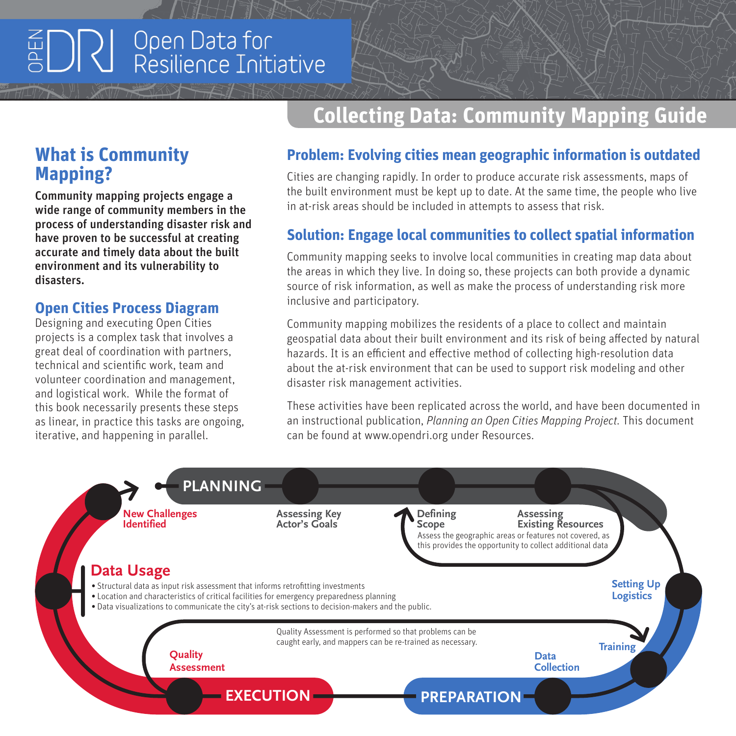# Open Data for Resilience Initiative

## Collecting Data: Community Mapping Guide

## What is Community Mapping?

**Community mapping projects engage a wide range of community members in the process of understanding disaster risk and have proven to be successful at creating accurate and timely data about the built environment and its vulnerability to disasters.**

### Open Cities Process Diagram

Designing and executing Open Cities projects is a complex task that involves a great deal of coordination with partners, technical and scientific work, team and volunteer coordination and management, and logistical work. While the format of this book necessarily presents these steps as linear, in practice this tasks are ongoing, iterative, and happening in parallel.

### Problem: Evolving cities mean geographic information is outdated

Cities are changing rapidly. In order to produce accurate risk assessments, maps of the built environment must be kept up to date. At the same time, the people who live in at-risk areas should be included in attempts to assess that risk.

### Solution: Engage local communities to collect spatial information

Community mapping seeks to involve local communities in creating map data about the areas in which they live. In doing so, these projects can both provide a dynamic source of risk information, as well as make the process of understanding risk more inclusive and participatory.

Community mapping mobilizes the residents of a place to collect and maintain geospatial data about their built environment and its risk of being affected by natural hazards. It is an efficient and effective method of collecting high-resolution data about the at-risk environment that can be used to support risk modeling and other disaster risk management activities.

These activities have been replicated across the world, and have been documented in an instructional publication, *Planning an Open Cities Mapping Project.* This document can be found at www.opendri.org under Resources.

**PLANNING**

- New Challenges Identified
- Assessing Key Actor's Goals
- Defining Scope
- Assessing Existing Resources

Assess the geographic areas or features not covered, as this provides the opportunity to collect additional data

**PREPARATION**

- Setting Up Logistics
- Training
- Data Collection

**EXECUTION**

- Quality Assessment

Quality Assessment is performed so that problems can be caught early, and mappers can be re-trained as necessary.

**Data Usage**

- Structural data as input risk assessment that informs retrofitting investments
- Location and characteristics of critical facilities for emergency preparedness planning
- Data visualizations to communicate the city's at-risk sections to decision-makers and the public.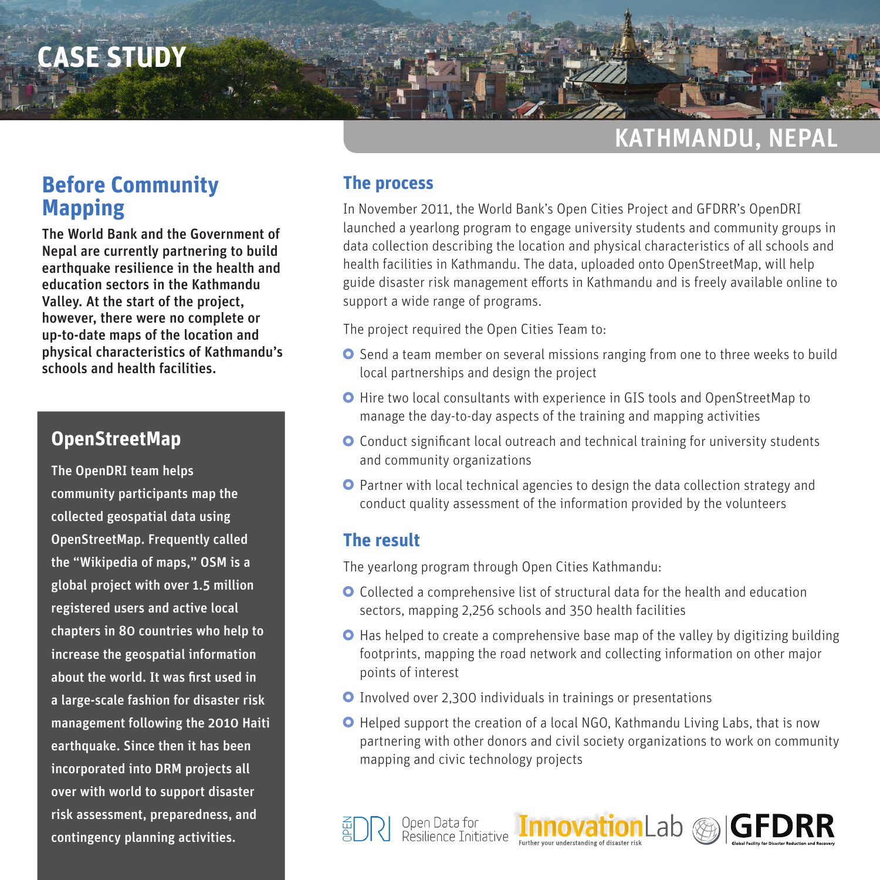# CASE STUDY

# KATHMANDU, NEPAL

## Before Community Mapping

**The World Bank and the Government of Nepal are currently partnering to build earthquake resilience in the health and education sectors in the Kathmandu Valley. At the start of the project, however, there were no complete or up-to-date maps of the location and physical characteristics of Kathmandu's schools and health facilities.**

## OpenStreetMap

**The OpenDRI team helps community participants map the collected geospatial data using OpenStreetMap. Frequently called the "Wikipedia of maps," OSM is a global project with over 1.5 million registered users and active local chapters in 80 countries who help to increase the geospatial information about the world. It was first used in a large-scale fashion for disaster risk management following the 2010 Haiti earthquake. Since then it has been incorporated into DRM projects all over with world to support disaster risk assessment, preparedness, and contingency planning activities.**

## The process

In November 2011, the World Bank's Open Cities Project and GFDRR's OpenDRI launched a yearlong program to engage university students and community groups in data collection describing the location and physical characteristics of all schools and health facilities in Kathmandu. The data, uploaded onto OpenStreetMap, will help guide disaster risk management efforts in Kathmandu and is freely available online to support a wide range of programs.

The project required the Open Cities Team to:

- Send a team member on several missions ranging from one to three weeks to build local partnerships and design the project
- Hire two local consultants with experience in GIS tools and OpenStreetMap to manage the day-to-day aspects of the training and mapping activities
- Conduct significant local outreach and technical training for university students and community organizations
- Partner with local technical agencies to design the data collection strategy and conduct quality assessment of the information provided by the volunteers

## The result

The yearlong program through Open Cities Kathmandu:

- Collected a comprehensive list of structural data for the health and education sectors, mapping 2,256 schools and 350 health facilities
- Has helped to create a comprehensive base map of the valley by digitizing building footprints, mapping the road network and collecting information on other major points of interest
- Involved over 2,300 individuals in trainings or presentations
- Helped support the creation of a local NGO, Kathmandu Living Labs, that is now partnering with other donors and civil society organizations to work on community mapping and civic technology projects

OPEN DRI Open Data for Resilience Initiative | InnovationLab Further your understanding of disaster risk | GFDRR Global Facility for Disaster Reduction and Recovery